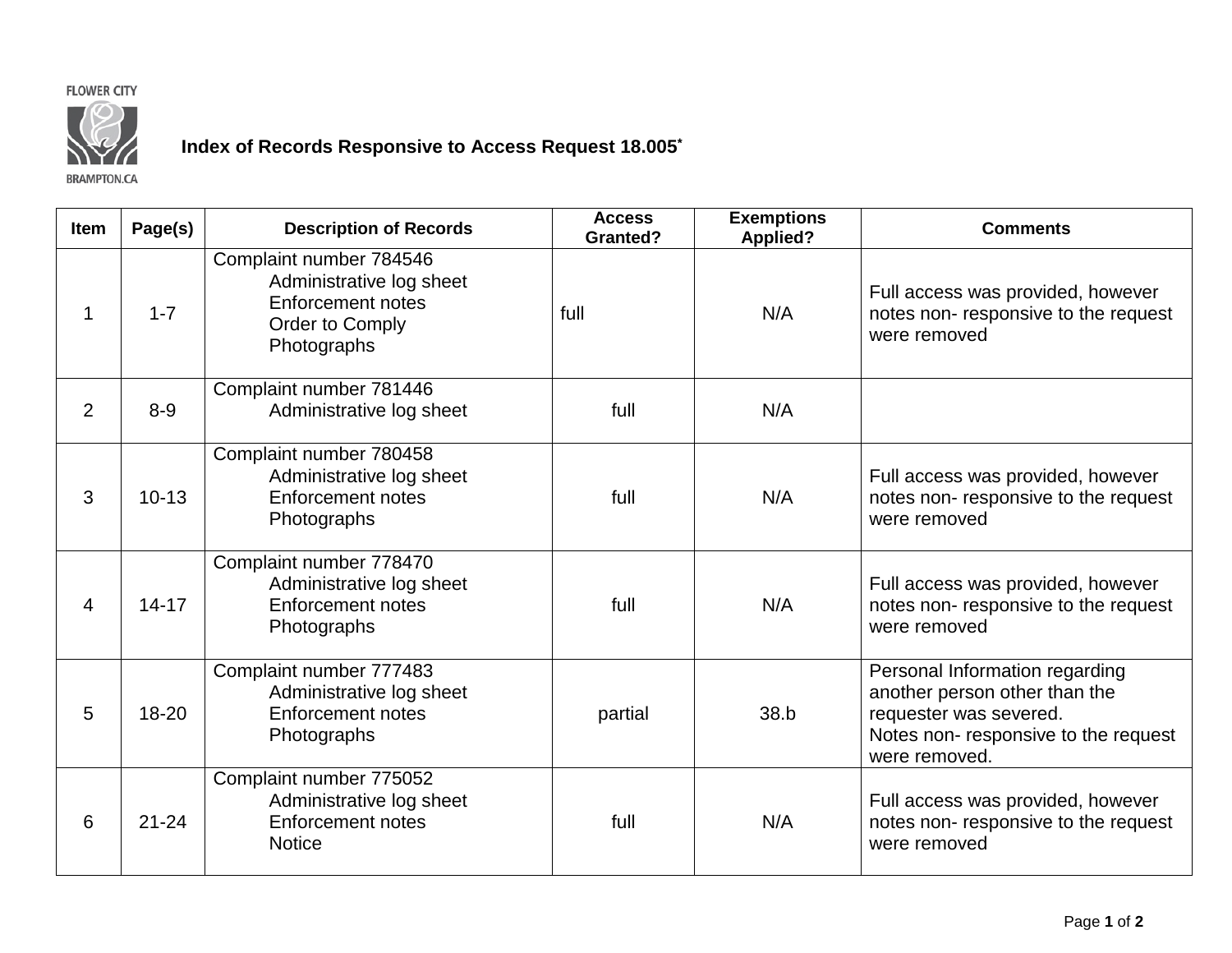FLOWER CITY

BRAMPTON.CA

## Index of Records Responsive to Access Request 18.005*

| Item | Page(s) | Description of Records | Access Granted? | Exemptions Applied? | Comments |
|---|---|---|---|---|---|
| 1 | 1-7 | Complaint number 784546<br>Administrative log sheet<br>Enforcement notes<br>Order to Comply<br>Photographs | full | N/A | Full access was provided, however notes non- responsive to the request were removed |
| 2 | 8-9 | Complaint number 781446<br>Administrative log sheet | full | N/A | |
| 3 | 10-13 | Complaint number 780458<br>Administrative log sheet<br>Enforcement notes<br>Photographs | full | N/A | Full access was provided, however notes non- responsive to the request were removed |
| 4 | 14-17 | Complaint number 778470<br>Administrative log sheet<br>Enforcement notes<br>Photographs | full | N/A | Full access was provided, however notes non- responsive to the request were removed |
| 5 | 18-20 | Complaint number 777483<br>Administrative log sheet<br>Enforcement notes<br>Photographs | partial | 38.b | Personal Information regarding another person other than the requester was severed.<br>Notes non- responsive to the request were removed. |
| 6 | 21-24 | Complaint number 775052<br>Administrative log sheet<br>Enforcement notes<br>Notice | full | N/A | Full access was provided, however notes non- responsive to the request were removed |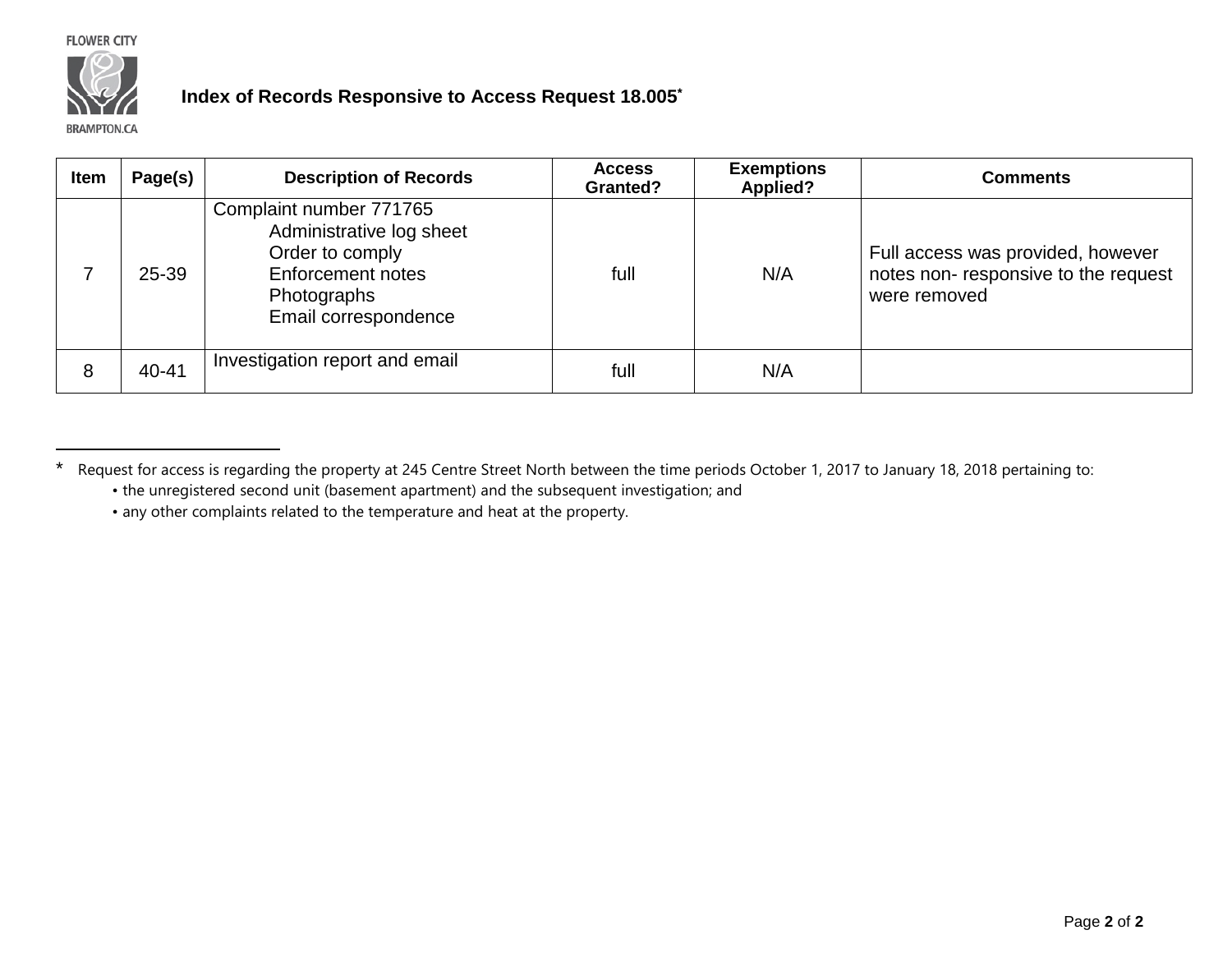FLOWER CITY

BRAMPTON.CA

**Index of Records Responsive to Access Request 18.005***

| Item | Page(s) | Description of Records | Access Granted? | Exemptions Applied? | Comments |
| --- | --- | --- | --- | --- | --- |
| 7 | 25-39 | Complaint number 771765<br>Administrative log sheet<br>Order to comply<br>Enforcement notes<br>Photographs<br>Email correspondence | full | N/A | Full access was provided, however notes non- responsive to the request were removed |
| 8 | 40-41 | Investigation report and email | full | N/A | |

---

* Request for access is regarding the property at 245 Centre Street North between the time periods October 1, 2017 to January 18, 2018 pertaining to:
  - the unregistered second unit (basement apartment) and the subsequent investigation; and
  - any other complaints related to the temperature and heat at the property.